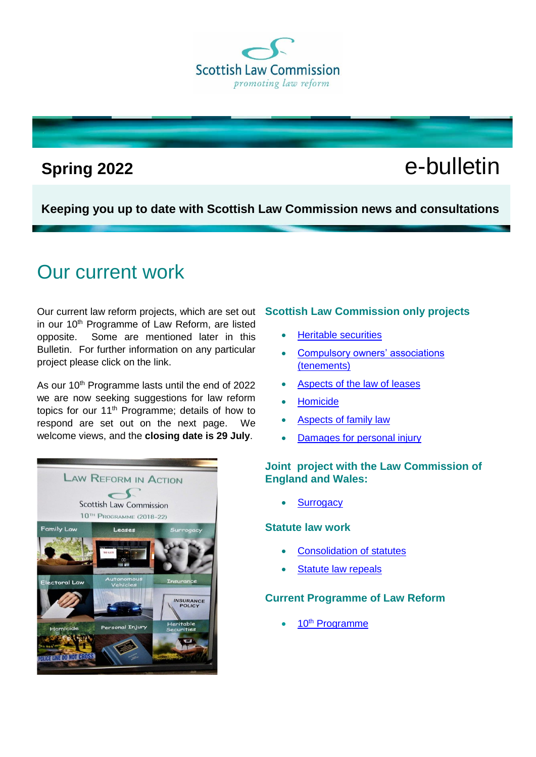Scottish Law Commission

*promoting law reform*

**Spring 2022** e-bulletin

**Keeping you up to date with Scottish Law Commission news and consultations**

# Our current work

Our current law reform projects, which are set out in our 10th Programme of Law Reform, are listed opposite. Some are mentioned later in this Bulletin. For further information on any particular project please click on the link.

As our 10th Programme lasts until the end of 2022 we are now seeking suggestions for law reform topics for our 11th Programme; details of how to respond are set out on the next page. We welcome views, and the **closing date is 29 July**.

### Scottish Law Commission only projects

- Heritable securities
- Compulsory owners' associations (tenements)
- Aspects of the law of leases
- Homicide
- Aspects of family law
- Damages for personal injury

### Joint project with the Law Commission of England and Wales:

- Surrogacy

### Statute law work

- Consolidation of statutes
- Statute law repeals

### Current Programme of Law Reform

- 10th Programme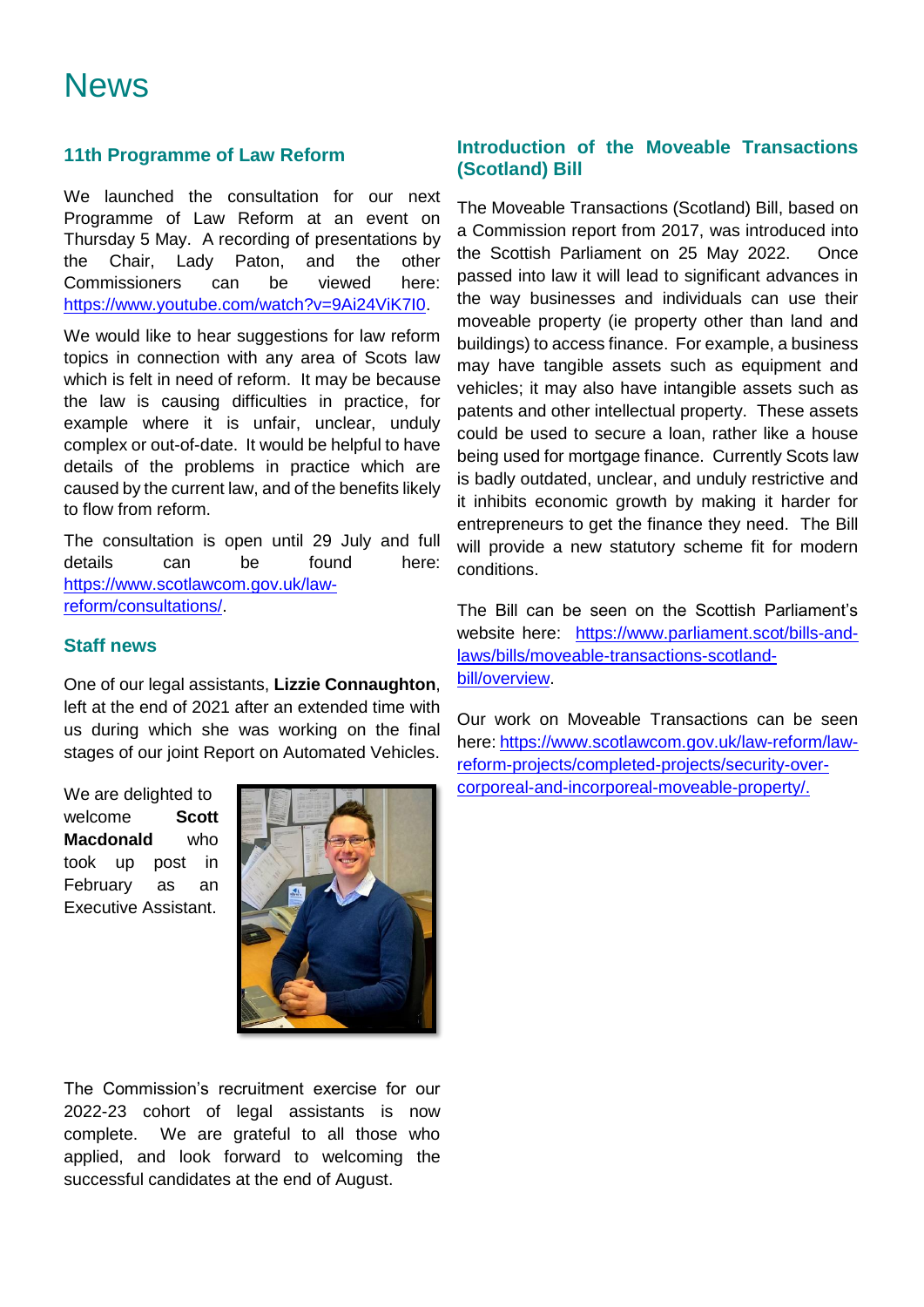# News

## 11th Programme of Law Reform

We launched the consultation for our next Programme of Law Reform at an event on Thursday 5 May. A recording of presentations by the Chair, Lady Paton, and the other Commissioners can be viewed here: https://www.youtube.com/watch?v=9Ai24ViK7I0.

We would like to hear suggestions for law reform topics in connection with any area of Scots law which is felt in need of reform. It may be because the law is causing difficulties in practice, for example where it is unfair, unclear, unduly complex or out-of-date. It would be helpful to have details of the problems in practice which are caused by the current law, and of the benefits likely to flow from reform.

The consultation is open until 29 July and full details can be found here: https://www.scotlawcom.gov.uk/law-reform/consultations/.

## Staff news

One of our legal assistants, **Lizzie Connaughton**, left at the end of 2021 after an extended time with us during which she was working on the final stages of our joint Report on Automated Vehicles.

We are delighted to welcome **Scott Macdonald** who took up post in February as an Executive Assistant.

The Commission's recruitment exercise for our 2022-23 cohort of legal assistants is now complete. We are grateful to all those who applied, and look forward to welcoming the successful candidates at the end of August.

## Introduction of the Moveable Transactions (Scotland) Bill

The Moveable Transactions (Scotland) Bill, based on a Commission report from 2017, was introduced into the Scottish Parliament on 25 May 2022. Once passed into law it will lead to significant advances in the way businesses and individuals can use their moveable property (ie property other than land and buildings) to access finance. For example, a business may have tangible assets such as equipment and vehicles; it may also have intangible assets such as patents and other intellectual property. These assets could be used to secure a loan, rather like a house being used for mortgage finance. Currently Scots law is badly outdated, unclear, and unduly restrictive and it inhibits economic growth by making it harder for entrepreneurs to get the finance they need. The Bill will provide a new statutory scheme fit for modern conditions.

The Bill can be seen on the Scottish Parliament's website here: https://www.parliament.scot/bills-and-laws/bills/moveable-transactions-scotland-bill/overview.

Our work on Moveable Transactions can be seen here: https://www.scotlawcom.gov.uk/law-reform/law-reform-projects/completed-projects/security-over-corporeal-and-incorporeal-moveable-property/.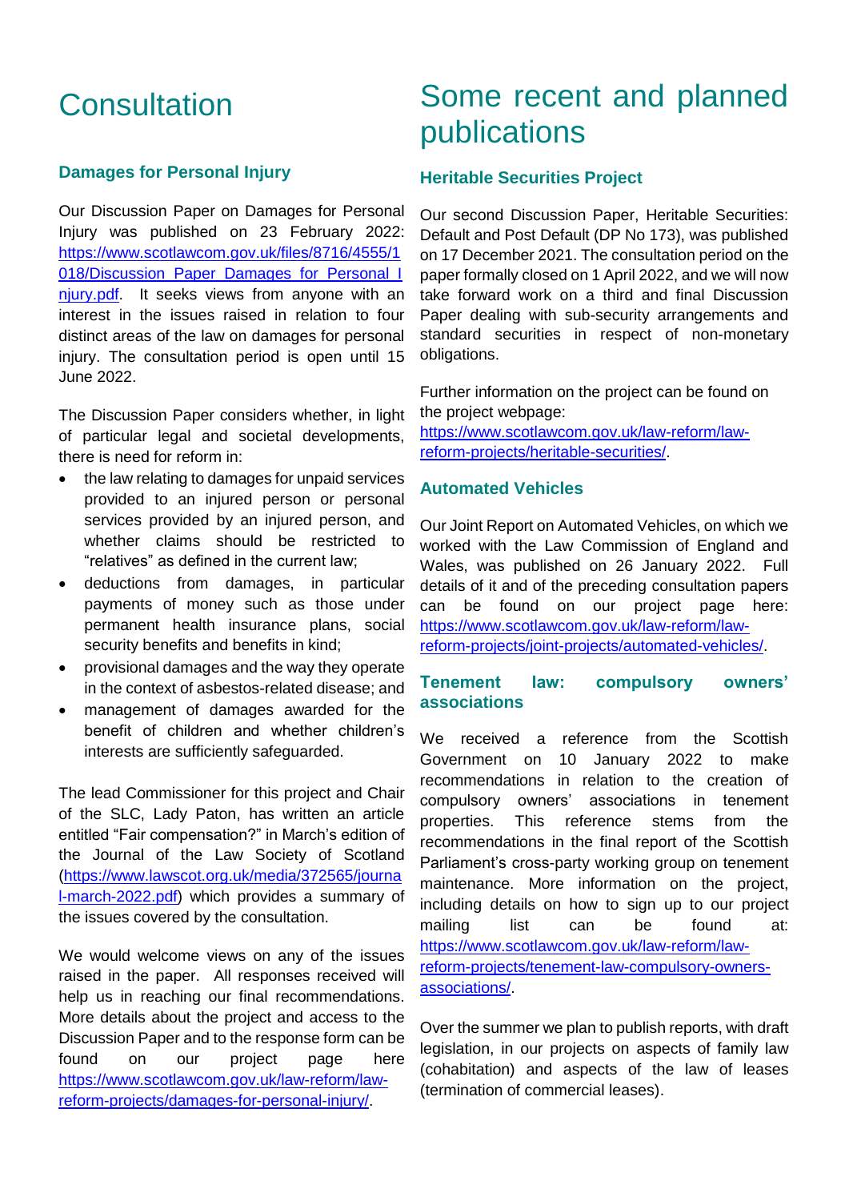# Consultation

## Damages for Personal Injury

Our Discussion Paper on Damages for Personal Injury was published on 23 February 2022: https://www.scotlawcom.gov.uk/files/8716/4555/1018/Discussion_Paper_Damages_for_Personal_Injury.pdf. It seeks views from anyone with an interest in the issues raised in relation to four distinct areas of the law on damages for personal injury. The consultation period is open until 15 June 2022.

The Discussion Paper considers whether, in light of particular legal and societal developments, there is need for reform in:

- the law relating to damages for unpaid services provided to an injured person or personal services provided by an injured person, and whether claims should be restricted to "relatives" as defined in the current law;
- deductions from damages, in particular payments of money such as those under permanent health insurance plans, social security benefits and benefits in kind;
- provisional damages and the way they operate in the context of asbestos-related disease; and
- management of damages awarded for the benefit of children and whether children's interests are sufficiently safeguarded.

The lead Commissioner for this project and Chair of the SLC, Lady Paton, has written an article entitled "Fair compensation?" in March's edition of the Journal of the Law Society of Scotland (https://www.lawscot.org.uk/media/372565/journal-march-2022.pdf) which provides a summary of the issues covered by the consultation.

We would welcome views on any of the issues raised in the paper. All responses received will help us in reaching our final recommendations. More details about the project and access to the Discussion Paper and to the response form can be found on our project page here https://www.scotlawcom.gov.uk/law-reform/law-reform-projects/damages-for-personal-injury/.

# Some recent and planned publications

## Heritable Securities Project

Our second Discussion Paper, Heritable Securities: Default and Post Default (DP No 173), was published on 17 December 2021. The consultation period on the paper formally closed on 1 April 2022, and we will now take forward work on a third and final Discussion Paper dealing with sub-security arrangements and standard securities in respect of non-monetary obligations.

Further information on the project can be found on the project webpage: https://www.scotlawcom.gov.uk/law-reform/law-reform-projects/heritable-securities/.

## Automated Vehicles

Our Joint Report on Automated Vehicles, on which we worked with the Law Commission of England and Wales, was published on 26 January 2022. Full details of it and of the preceding consultation papers can be found on our project page here: https://www.scotlawcom.gov.uk/law-reform/law-reform-projects/joint-projects/automated-vehicles/.

## Tenement law: compulsory owners' associations

We received a reference from the Scottish Government on 10 January 2022 to make recommendations in relation to the creation of compulsory owners' associations in tenement properties. This reference stems from the recommendations in the final report of the Scottish Parliament's cross-party working group on tenement maintenance. More information on the project, including details on how to sign up to our project mailing list can be found at: https://www.scotlawcom.gov.uk/law-reform/law-reform-projects/tenement-law-compulsory-owners-associations/.

Over the summer we plan to publish reports, with draft legislation, in our projects on aspects of family law (cohabitation) and aspects of the law of leases (termination of commercial leases).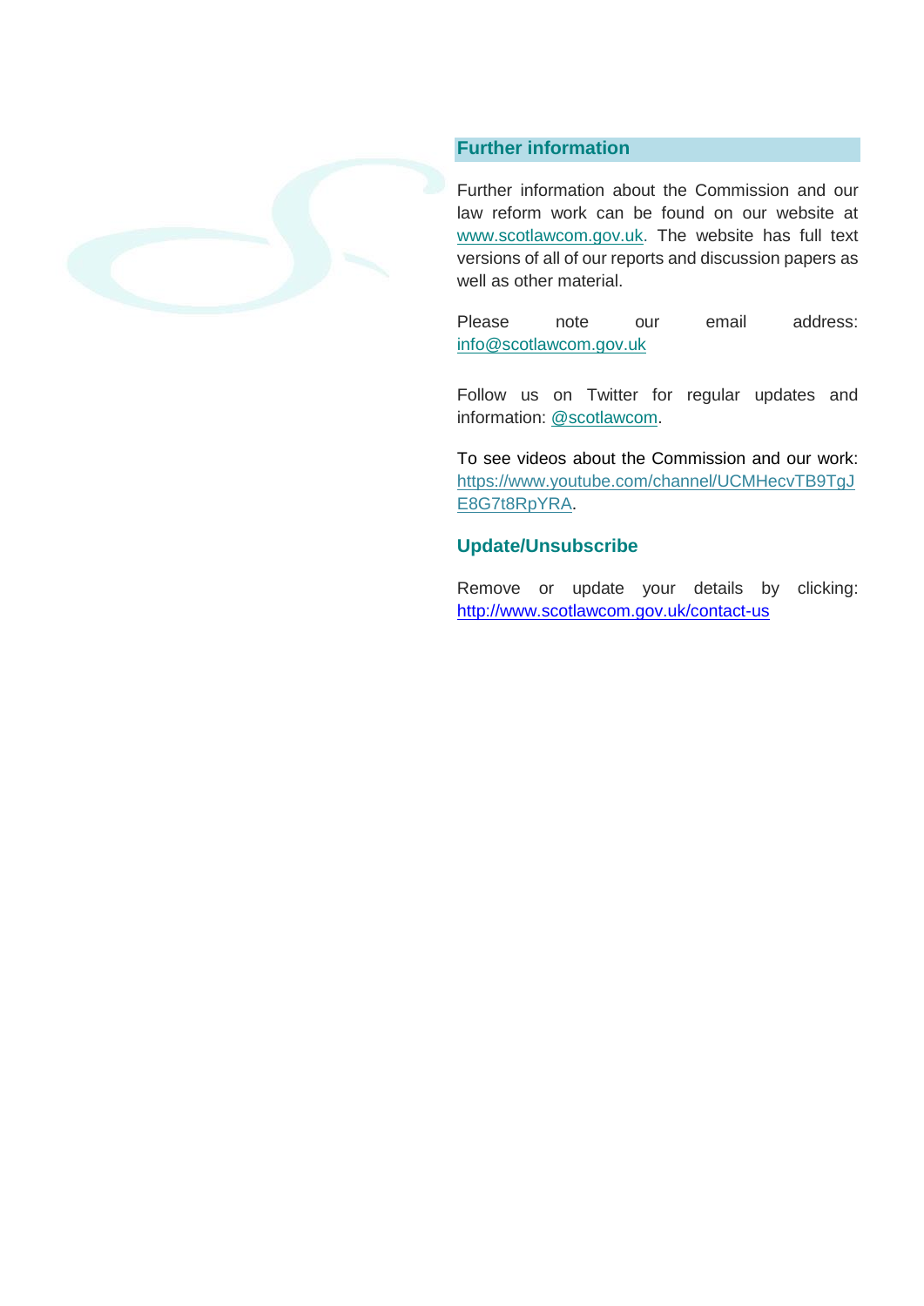## Further information

Further information about the Commission and our law reform work can be found on our website at www.scotlawcom.gov.uk. The website has full text versions of all of our reports and discussion papers as well as other material.

Please note our email address: info@scotlawcom.gov.uk

Follow us on Twitter for regular updates and information: @scotlawcom.

To see videos about the Commission and our work: https://www.youtube.com/channel/UCMHecvTB9TgJE8G7t8RpYRA.

## Update/Unsubscribe

Remove or update your details by clicking: http://www.scotlawcom.gov.uk/contact-us